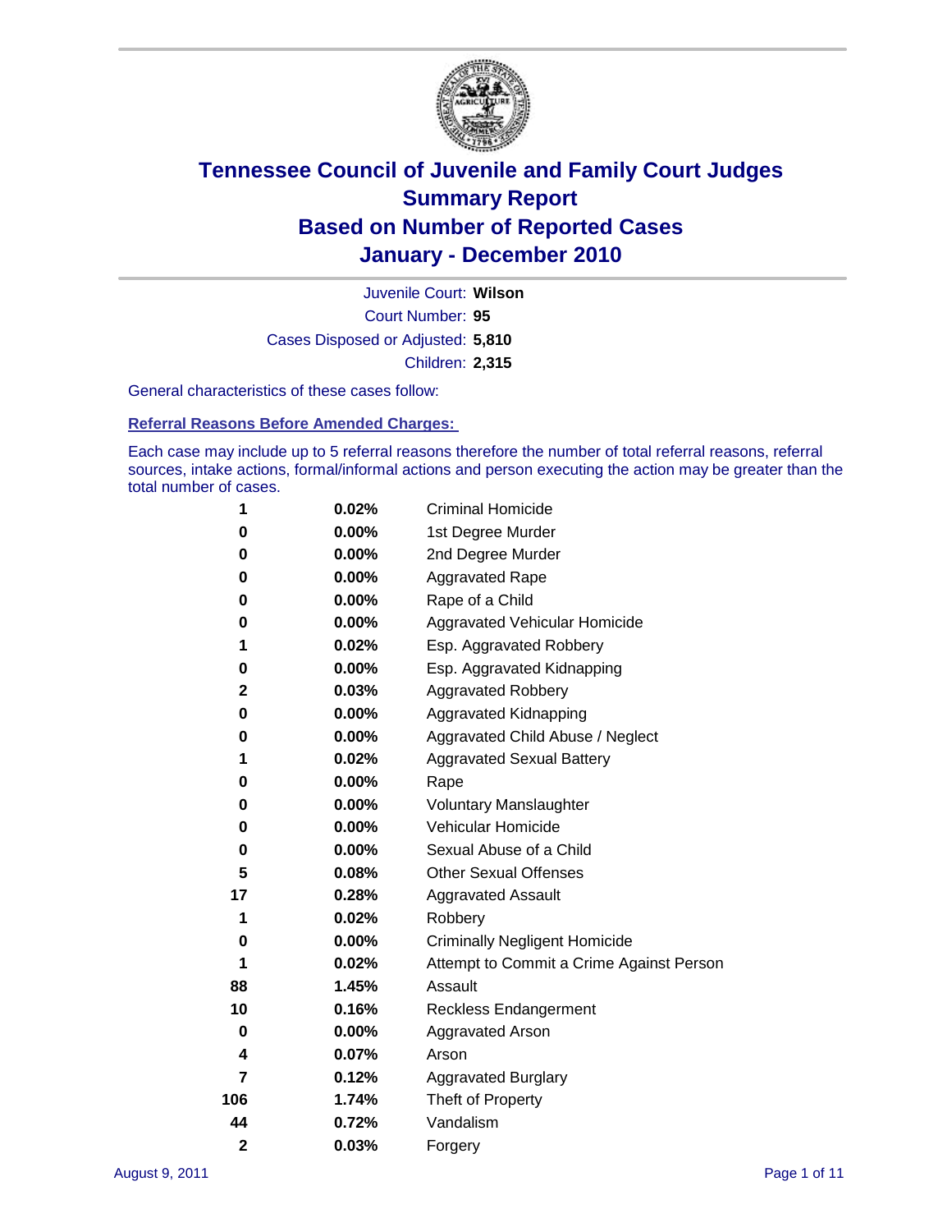# Tennessee Council of Juvenile and Family Court Judges
## Summary Report
## Based on Number of Reported Cases
## January - December 2010

Juvenile Court: **Wilson**

Court Number: **95**

Cases Disposed or Adjusted: **5,810**

Children: **2,315**

General characteristics of these cases follow:

### Referral Reasons Before Amended Charges:

Each case may include up to 5 referral reasons therefore the number of total referral reasons, referral sources, intake actions, formal/informal actions and person executing the action may be greater than the total number of cases.

| Count | Percent | Referral Reason |
|---|---|---|
| 1 | 0.02% | Criminal Homicide |
| 0 | 0.00% | 1st Degree Murder |
| 0 | 0.00% | 2nd Degree Murder |
| 0 | 0.00% | Aggravated Rape |
| 0 | 0.00% | Rape of a Child |
| 0 | 0.00% | Aggravated Vehicular Homicide |
| 1 | 0.02% | Esp. Aggravated Robbery |
| 0 | 0.00% | Esp. Aggravated Kidnapping |
| 2 | 0.03% | Aggravated Robbery |
| 0 | 0.00% | Aggravated Kidnapping |
| 0 | 0.00% | Aggravated Child Abuse / Neglect |
| 1 | 0.02% | Aggravated Sexual Battery |
| 0 | 0.00% | Rape |
| 0 | 0.00% | Voluntary Manslaughter |
| 0 | 0.00% | Vehicular Homicide |
| 0 | 0.00% | Sexual Abuse of a Child |
| 5 | 0.08% | Other Sexual Offenses |
| 17 | 0.28% | Aggravated Assault |
| 1 | 0.02% | Robbery |
| 0 | 0.00% | Criminally Negligent Homicide |
| 1 | 0.02% | Attempt to Commit a Crime Against Person |
| 88 | 1.45% | Assault |
| 10 | 0.16% | Reckless Endangerment |
| 0 | 0.00% | Aggravated Arson |
| 4 | 0.07% | Arson |
| 7 | 0.12% | Aggravated Burglary |
| 106 | 1.74% | Theft of Property |
| 44 | 0.72% | Vandalism |
| 2 | 0.03% | Forgery |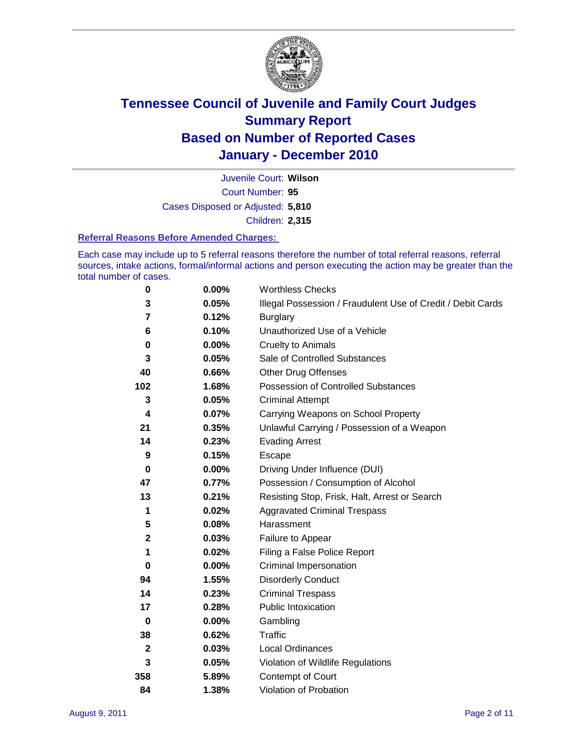# Tennessee Council of Juvenile and Family Court Judges
## Summary Report
## Based on Number of Reported Cases
## January - December 2010

Juvenile Court: **Wilson**
Court Number: **95**
Cases Disposed or Adjusted: **5,810**
Children: **2,315**

### Referral Reasons Before Amended Charges:

Each case may include up to 5 referral reasons therefore the number of total referral reasons, referral sources, intake actions, formal/informal actions and person executing the action may be greater than the total number of cases.

| | | |
|---|---|---|
| 0 | 0.00% | Worthless Checks |
| 3 | 0.05% | Illegal Possession / Fraudulent Use of Credit / Debit Cards |
| 7 | 0.12% | Burglary |
| 6 | 0.10% | Unauthorized Use of a Vehicle |
| 0 | 0.00% | Cruelty to Animals |
| 3 | 0.05% | Sale of Controlled Substances |
| 40 | 0.66% | Other Drug Offenses |
| 102 | 1.68% | Possession of Controlled Substances |
| 3 | 0.05% | Criminal Attempt |
| 4 | 0.07% | Carrying Weapons on School Property |
| 21 | 0.35% | Unlawful Carrying / Possession of a Weapon |
| 14 | 0.23% | Evading Arrest |
| 9 | 0.15% | Escape |
| 0 | 0.00% | Driving Under Influence (DUI) |
| 47 | 0.77% | Possession / Consumption of Alcohol |
| 13 | 0.21% | Resisting Stop, Frisk, Halt, Arrest or Search |
| 1 | 0.02% | Aggravated Criminal Trespass |
| 5 | 0.08% | Harassment |
| 2 | 0.03% | Failure to Appear |
| 1 | 0.02% | Filing a False Police Report |
| 0 | 0.00% | Criminal Impersonation |
| 94 | 1.55% | Disorderly Conduct |
| 14 | 0.23% | Criminal Trespass |
| 17 | 0.28% | Public Intoxication |
| 0 | 0.00% | Gambling |
| 38 | 0.62% | Traffic |
| 2 | 0.03% | Local Ordinances |
| 3 | 0.05% | Violation of Wildlife Regulations |
| 358 | 5.89% | Contempt of Court |
| 84 | 1.38% | Violation of Probation |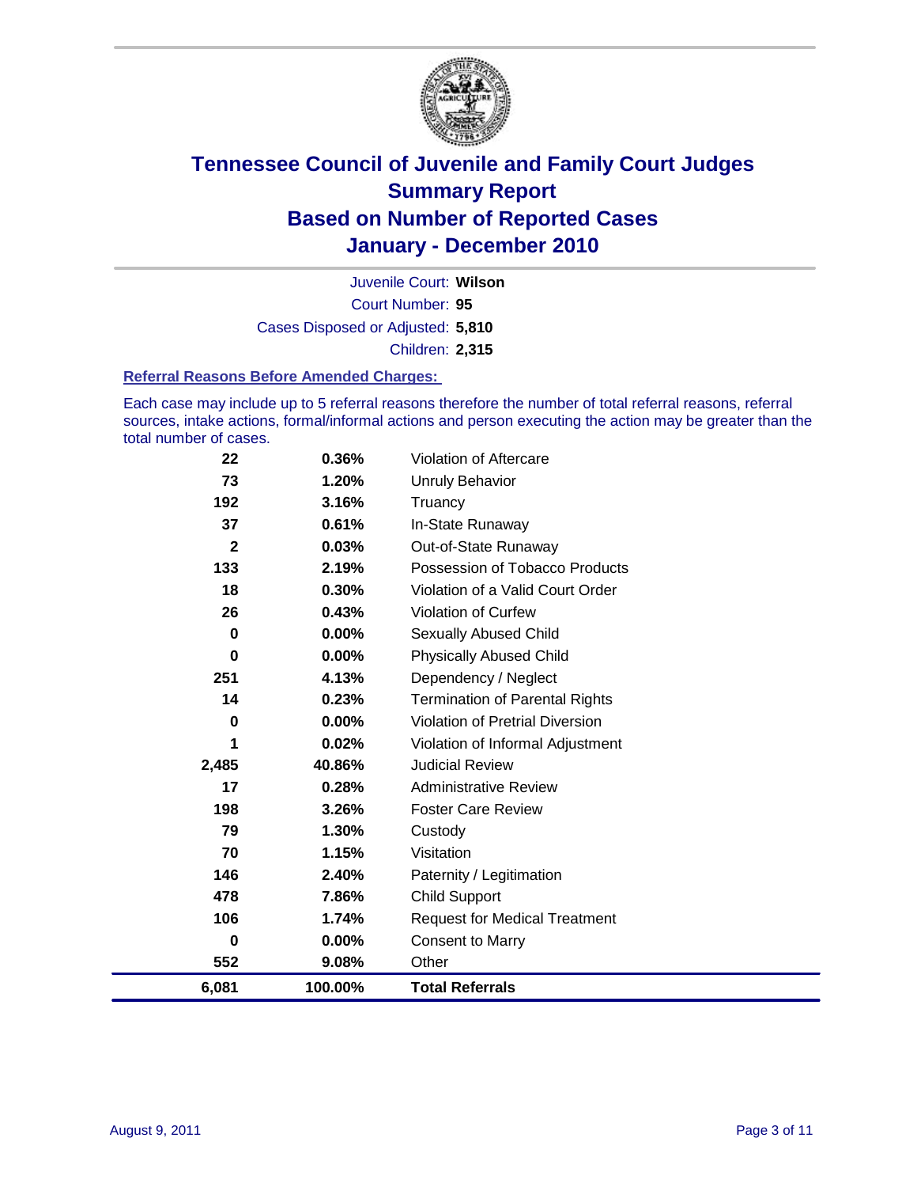# Tennessee Council of Juvenile and Family Court Judges
## Summary Report
## Based on Number of Reported Cases
## January - December 2010

Juvenile Court: **Wilson**

Court Number: **95**

Cases Disposed or Adjusted: **5,810**

Children: **2,315**

### Referral Reasons Before Amended Charges:

Each case may include up to 5 referral reasons therefore the number of total referral reasons, referral sources, intake actions, formal/informal actions and person executing the action may be greater than the total number of cases.

| | | |
|---|---|---|
| 22 | 0.36% | Violation of Aftercare |
| 73 | 1.20% | Unruly Behavior |
| 192 | 3.16% | Truancy |
| 37 | 0.61% | In-State Runaway |
| 2 | 0.03% | Out-of-State Runaway |
| 133 | 2.19% | Possession of Tobacco Products |
| 18 | 0.30% | Violation of a Valid Court Order |
| 26 | 0.43% | Violation of Curfew |
| 0 | 0.00% | Sexually Abused Child |
| 0 | 0.00% | Physically Abused Child |
| 251 | 4.13% | Dependency / Neglect |
| 14 | 0.23% | Termination of Parental Rights |
| 0 | 0.00% | Violation of Pretrial Diversion |
| 1 | 0.02% | Violation of Informal Adjustment |
| 2,485 | 40.86% | Judicial Review |
| 17 | 0.28% | Administrative Review |
| 198 | 3.26% | Foster Care Review |
| 79 | 1.30% | Custody |
| 70 | 1.15% | Visitation |
| 146 | 2.40% | Paternity / Legitimation |
| 478 | 7.86% | Child Support |
| 106 | 1.74% | Request for Medical Treatment |
| 0 | 0.00% | Consent to Marry |
| 552 | 9.08% | Other |
| **6,081** | **100.00%** | **Total Referrals** |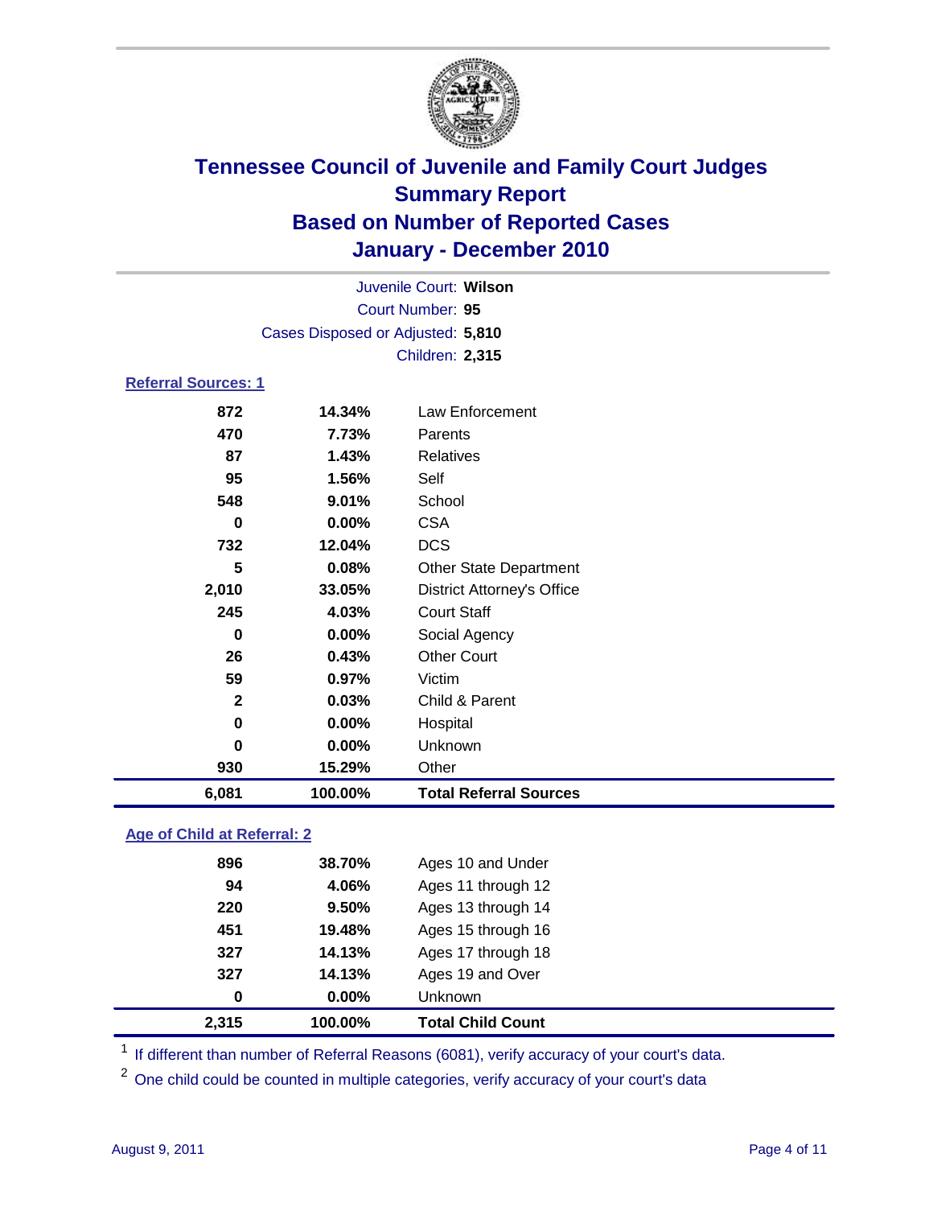# Tennessee Council of Juvenile and Family Court Judges
## Summary Report
## Based on Number of Reported Cases
## January - December 2010

Juvenile Court: **Wilson**
Court Number: **95**
Cases Disposed or Adjusted: **5,810**
Children: **2,315**

### Referral Sources: 1

| | | |
|---|---|---|
| 872 | 14.34% | Law Enforcement |
| 470 | 7.73% | Parents |
| 87 | 1.43% | Relatives |
| 95 | 1.56% | Self |
| 548 | 9.01% | School |
| 0 | 0.00% | CSA |
| 732 | 12.04% | DCS |
| 5 | 0.08% | Other State Department |
| 2,010 | 33.05% | District Attorney's Office |
| 245 | 4.03% | Court Staff |
| 0 | 0.00% | Social Agency |
| 26 | 0.43% | Other Court |
| 59 | 0.97% | Victim |
| 2 | 0.03% | Child & Parent |
| 0 | 0.00% | Hospital |
| 0 | 0.00% | Unknown |
| 930 | 15.29% | Other |
| **6,081** | **100.00%** | **Total Referral Sources** |

### Age of Child at Referral: 2

| | | |
|---|---|---|
| 896 | 38.70% | Ages 10 and Under |
| 94 | 4.06% | Ages 11 through 12 |
| 220 | 9.50% | Ages 13 through 14 |
| 451 | 19.48% | Ages 15 through 16 |
| 327 | 14.13% | Ages 17 through 18 |
| 327 | 14.13% | Ages 19 and Over |
| 0 | 0.00% | Unknown |
| **2,315** | **100.00%** | **Total Child Count** |

[1] If different than number of Referral Reasons (6081), verify accuracy of your court's data.

[2] One child could be counted in multiple categories, verify accuracy of your court's data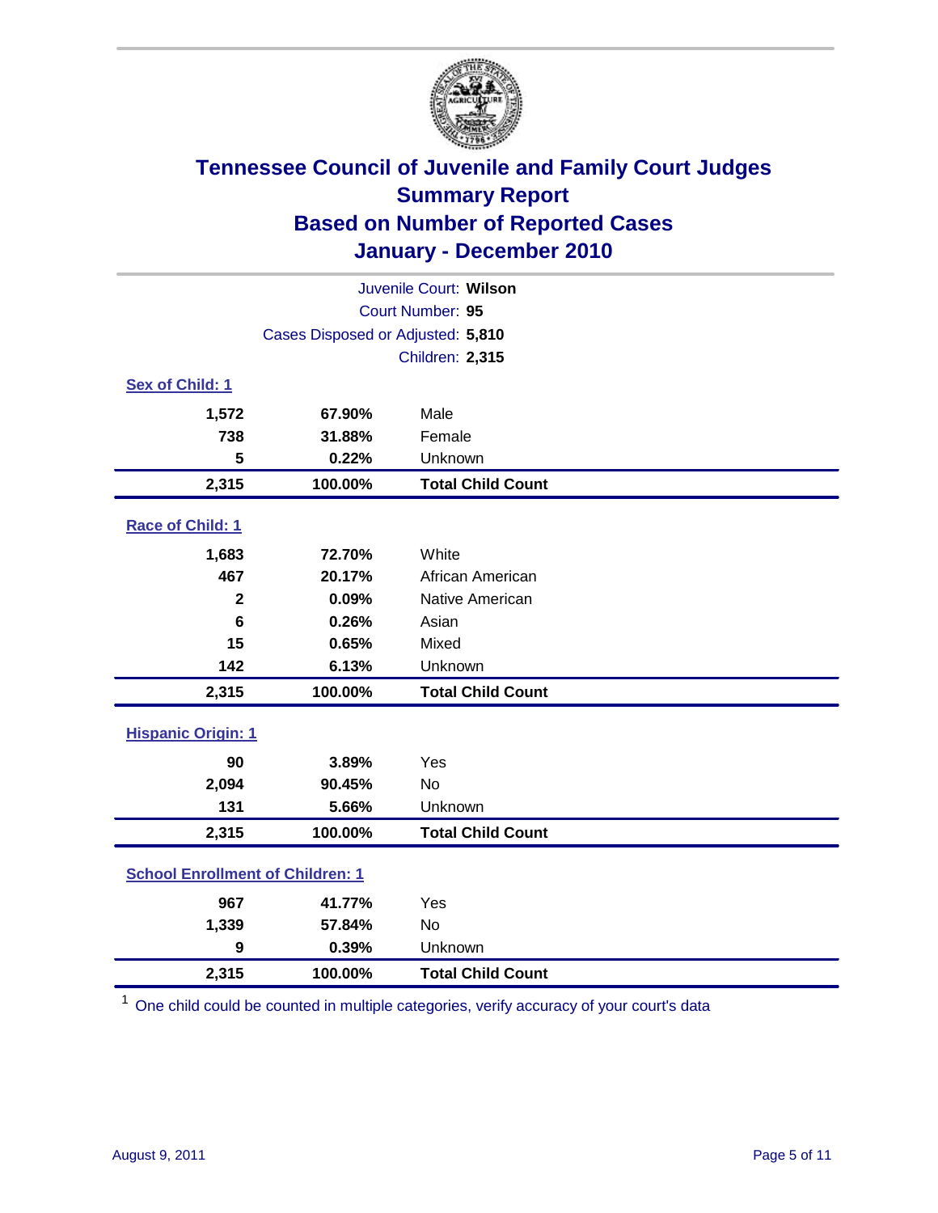# Tennessee Council of Juvenile and Family Court Judges
## Summary Report
## Based on Number of Reported Cases
## January - December 2010

Juvenile Court: **Wilson**

Court Number: **95**

Cases Disposed or Adjusted: **5,810**

Children: **2,315**

### Sex of Child: 1

| Count | Percent | Category |
|---|---|---|
| 1,572 | 67.90% | Male |
| 738 | 31.88% | Female |
| 5 | 0.22% | Unknown |
| **2,315** | **100.00%** | **Total Child Count** |

### Race of Child: 1

| Count | Percent | Category |
|---|---|---|
| 1,683 | 72.70% | White |
| 467 | 20.17% | African American |
| 2 | 0.09% | Native American |
| 6 | 0.26% | Asian |
| 15 | 0.65% | Mixed |
| 142 | 6.13% | Unknown |
| **2,315** | **100.00%** | **Total Child Count** |

### Hispanic Origin: 1

| Count | Percent | Category |
|---|---|---|
| 90 | 3.89% | Yes |
| 2,094 | 90.45% | No |
| 131 | 5.66% | Unknown |
| **2,315** | **100.00%** | **Total Child Count** |

### School Enrollment of Children: 1

| Count | Percent | Category |
|---|---|---|
| 967 | 41.77% | Yes |
| 1,339 | 57.84% | No |
| 9 | 0.39% | Unknown |
| **2,315** | **100.00%** | **Total Child Count** |

[1] One child could be counted in multiple categories, verify accuracy of your court's data

August 9, 2011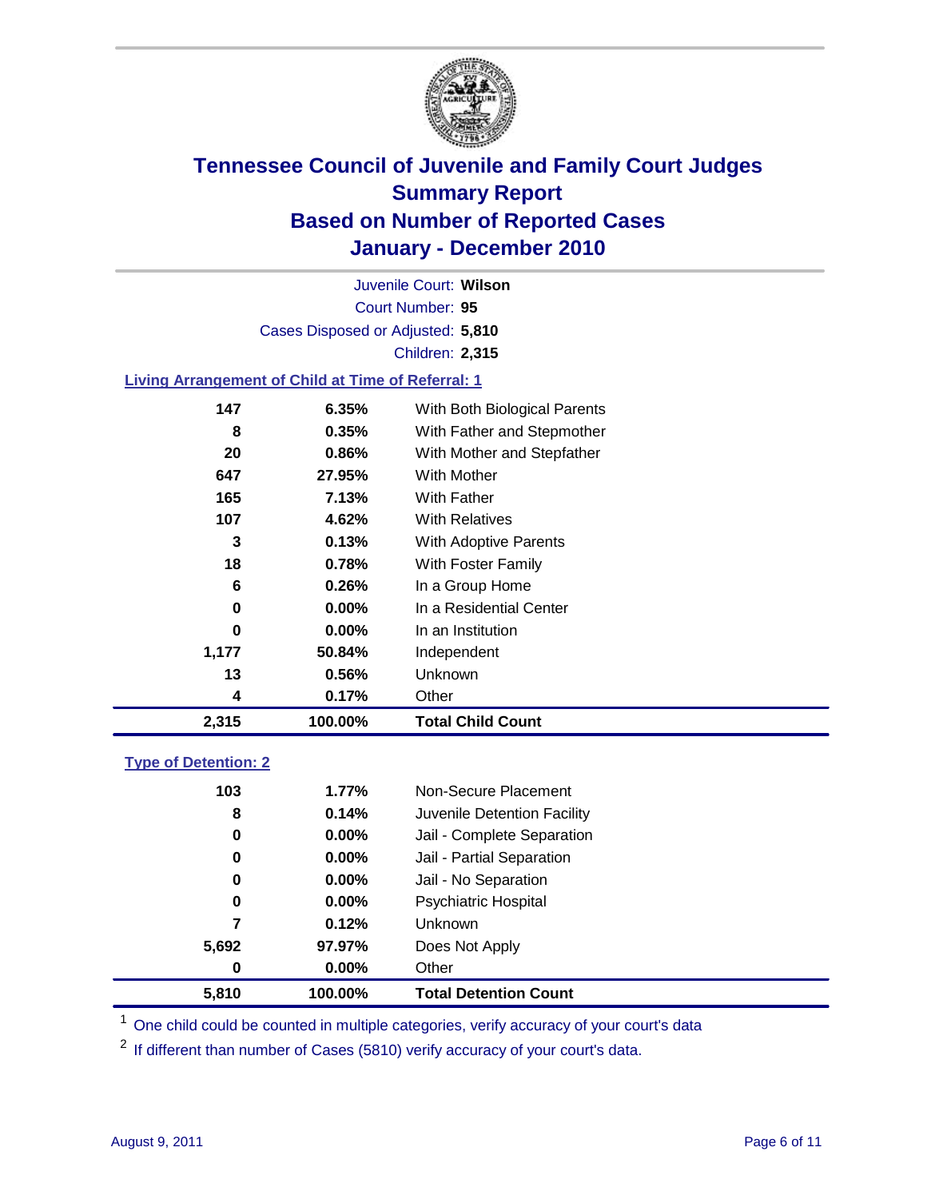# Tennessee Council of Juvenile and Family Court Judges
## Summary Report
## Based on Number of Reported Cases
## January - December 2010

Juvenile Court: **Wilson**

Court Number: **95**

Cases Disposed or Adjusted: **5,810**

Children: **2,315**

### Living Arrangement of Child at Time of Referral: 1

| Count | Percent | Category |
|---|---|---|
| 147 | 6.35% | With Both Biological Parents |
| 8 | 0.35% | With Father and Stepmother |
| 20 | 0.86% | With Mother and Stepfather |
| 647 | 27.95% | With Mother |
| 165 | 7.13% | With Father |
| 107 | 4.62% | With Relatives |
| 3 | 0.13% | With Adoptive Parents |
| 18 | 0.78% | With Foster Family |
| 6 | 0.26% | In a Group Home |
| 0 | 0.00% | In a Residential Center |
| 0 | 0.00% | In an Institution |
| 1,177 | 50.84% | Independent |
| 13 | 0.56% | Unknown |
| 4 | 0.17% | Other |
| **2,315** | **100.00%** | **Total Child Count** |

### Type of Detention: 2

| Count | Percent | Category |
|---|---|---|
| 103 | 1.77% | Non-Secure Placement |
| 8 | 0.14% | Juvenile Detention Facility |
| 0 | 0.00% | Jail - Complete Separation |
| 0 | 0.00% | Jail - Partial Separation |
| 0 | 0.00% | Jail - No Separation |
| 0 | 0.00% | Psychiatric Hospital |
| 7 | 0.12% | Unknown |
| 5,692 | 97.97% | Does Not Apply |
| 0 | 0.00% | Other |
| **5,810** | **100.00%** | **Total Detention Count** |

[1] One child could be counted in multiple categories, verify accuracy of your court's data

[2] If different than number of Cases (5810) verify accuracy of your court's data.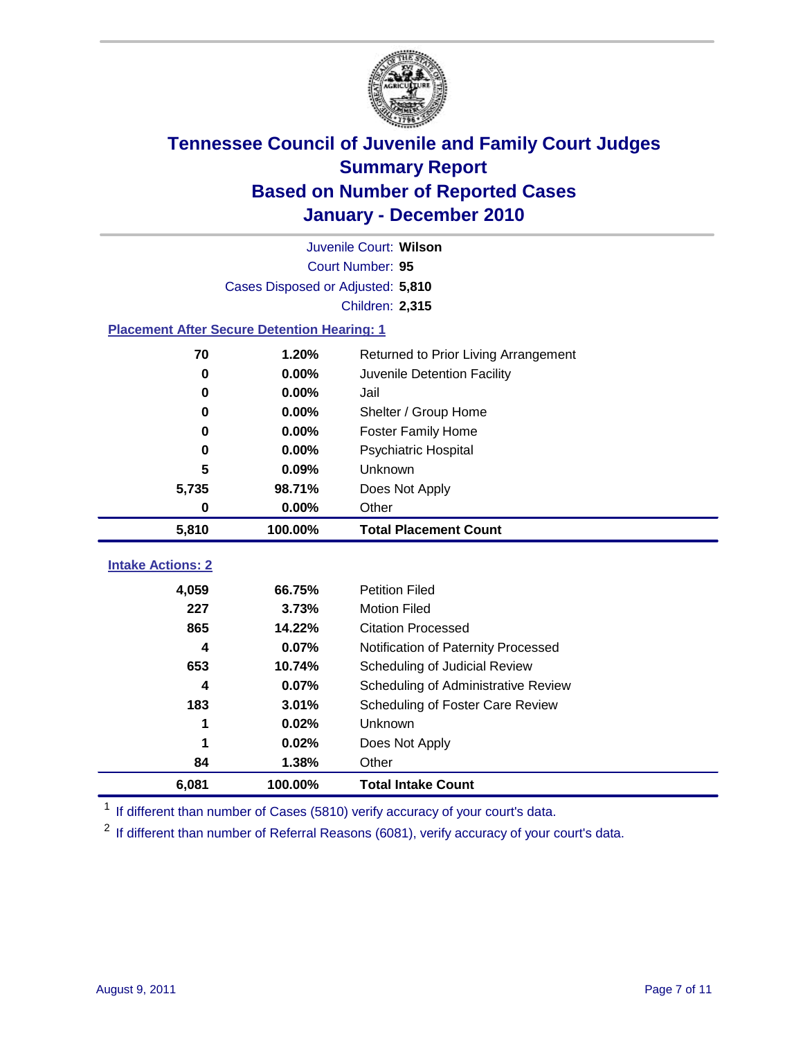# Tennessee Council of Juvenile and Family Court Judges
## Summary Report
## Based on Number of Reported Cases
## January - December 2010

Juvenile Court: **Wilson**

Court Number: **95**

Cases Disposed or Adjusted: **5,810**

Children: **2,315**

### Placement After Secure Detention Hearing: 1

| Count | Percent | Placement |
|---|---|---|
| 70 | 1.20% | Returned to Prior Living Arrangement |
| 0 | 0.00% | Juvenile Detention Facility |
| 0 | 0.00% | Jail |
| 0 | 0.00% | Shelter / Group Home |
| 0 | 0.00% | Foster Family Home |
| 0 | 0.00% | Psychiatric Hospital |
| 5 | 0.09% | Unknown |
| 5,735 | 98.71% | Does Not Apply |
| 0 | 0.00% | Other |
| **5,810** | **100.00%** | **Total Placement Count** |

### Intake Actions: 2

| Count | Percent | Intake Action |
|---|---|---|
| 4,059 | 66.75% | Petition Filed |
| 227 | 3.73% | Motion Filed |
| 865 | 14.22% | Citation Processed |
| 4 | 0.07% | Notification of Paternity Processed |
| 653 | 10.74% | Scheduling of Judicial Review |
| 4 | 0.07% | Scheduling of Administrative Review |
| 183 | 3.01% | Scheduling of Foster Care Review |
| 1 | 0.02% | Unknown |
| 1 | 0.02% | Does Not Apply |
| 84 | 1.38% | Other |
| **6,081** | **100.00%** | **Total Intake Count** |

[1] If different than number of Cases (5810) verify accuracy of your court's data.

[2] If different than number of Referral Reasons (6081), verify accuracy of your court's data.

August 9, 2011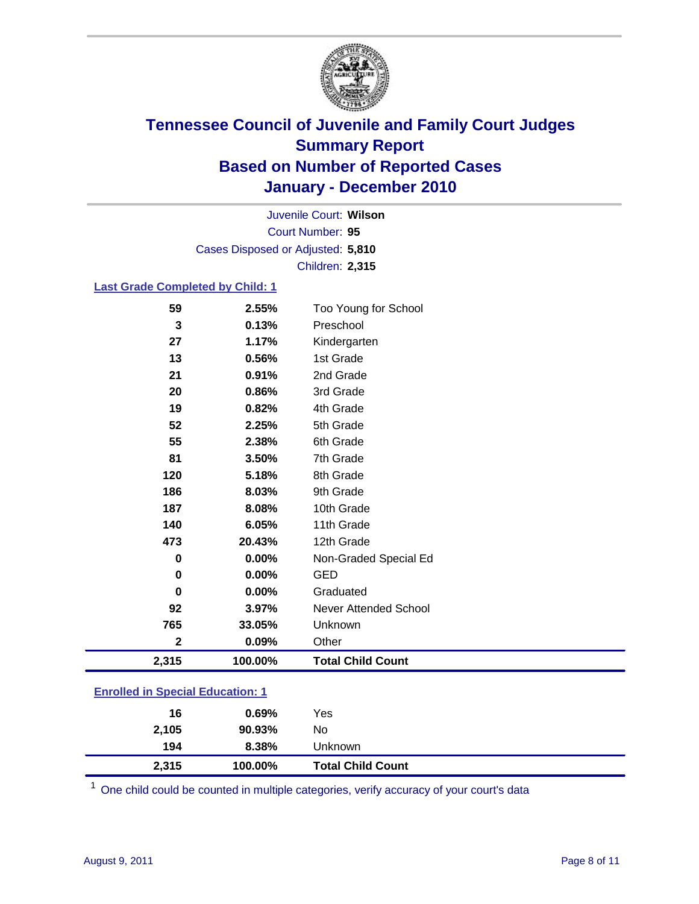# Tennessee Council of Juvenile and Family Court Judges
## Summary Report
## Based on Number of Reported Cases
## January - December 2010

Juvenile Court: **Wilson**

Court Number: **95**

Cases Disposed or Adjusted: **5,810**

Children: **2,315**

### Last Grade Completed by Child: 1

| Count | Percent | Category |
|---|---|---|
| 59 | 2.55% | Too Young for School |
| 3 | 0.13% | Preschool |
| 27 | 1.17% | Kindergarten |
| 13 | 0.56% | 1st Grade |
| 21 | 0.91% | 2nd Grade |
| 20 | 0.86% | 3rd Grade |
| 19 | 0.82% | 4th Grade |
| 52 | 2.25% | 5th Grade |
| 55 | 2.38% | 6th Grade |
| 81 | 3.50% | 7th Grade |
| 120 | 5.18% | 8th Grade |
| 186 | 8.03% | 9th Grade |
| 187 | 8.08% | 10th Grade |
| 140 | 6.05% | 11th Grade |
| 473 | 20.43% | 12th Grade |
| 0 | 0.00% | Non-Graded Special Ed |
| 0 | 0.00% | GED |
| 0 | 0.00% | Graduated |
| 92 | 3.97% | Never Attended School |
| 765 | 33.05% | Unknown |
| 2 | 0.09% | Other |
| **2,315** | **100.00%** | **Total Child Count** |

### Enrolled in Special Education: 1

| Count | Percent | Category |
|---|---|---|
| 16 | 0.69% | Yes |
| 2,105 | 90.93% | No |
| 194 | 8.38% | Unknown |
| **2,315** | **100.00%** | **Total Child Count** |

[1] One child could be counted in multiple categories, verify accuracy of your court's data

August 9, 2011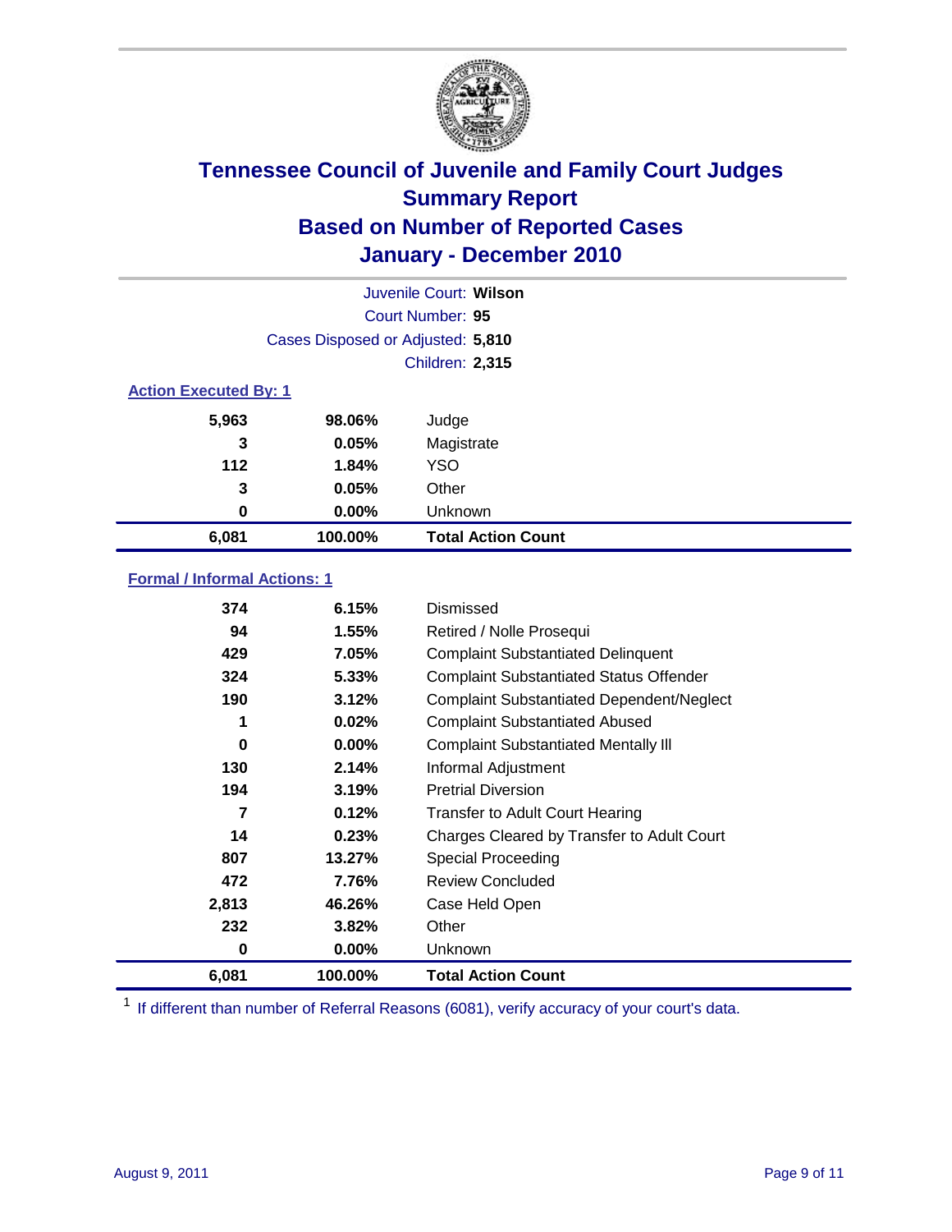# Tennessee Council of Juvenile and Family Court Judges
## Summary Report
## Based on Number of Reported Cases
## January - December 2010

Juvenile Court: **Wilson**

Court Number: **95**

Cases Disposed or Adjusted: **5,810**

Children: **2,315**

### Action Executed By: 1

| | | |
|---|---|---|
| 5,963 | 98.06% | Judge |
| 3 | 0.05% | Magistrate |
| 112 | 1.84% | YSO |
| 3 | 0.05% | Other |
| 0 | 0.00% | Unknown |
| **6,081** | **100.00%** | **Total Action Count** |

### Formal / Informal Actions: 1

| | | |
|---|---|---|
| 374 | 6.15% | Dismissed |
| 94 | 1.55% | Retired / Nolle Prosequi |
| 429 | 7.05% | Complaint Substantiated Delinquent |
| 324 | 5.33% | Complaint Substantiated Status Offender |
| 190 | 3.12% | Complaint Substantiated Dependent/Neglect |
| 1 | 0.02% | Complaint Substantiated Abused |
| 0 | 0.00% | Complaint Substantiated Mentally Ill |
| 130 | 2.14% | Informal Adjustment |
| 194 | 3.19% | Pretrial Diversion |
| 7 | 0.12% | Transfer to Adult Court Hearing |
| 14 | 0.23% | Charges Cleared by Transfer to Adult Court |
| 807 | 13.27% | Special Proceeding |
| 472 | 7.76% | Review Concluded |
| 2,813 | 46.26% | Case Held Open |
| 232 | 3.82% | Other |
| 0 | 0.00% | Unknown |
| **6,081** | **100.00%** | **Total Action Count** |

[1] If different than number of Referral Reasons (6081), verify accuracy of your court's data.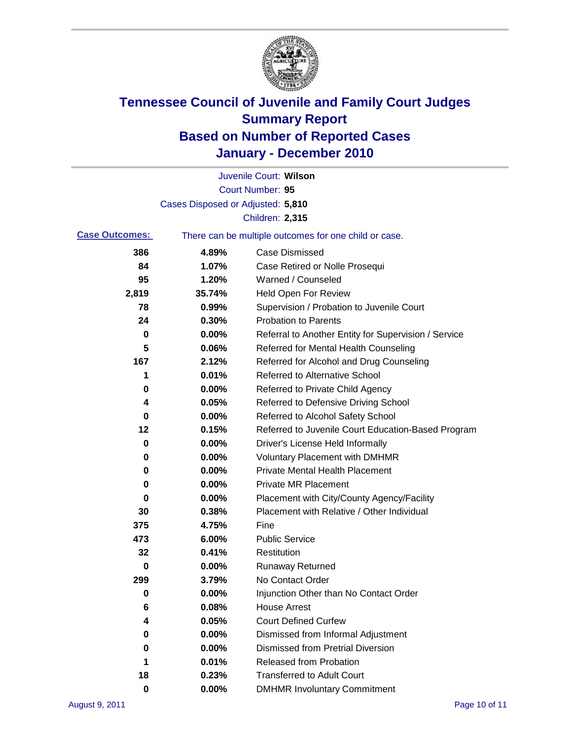# Tennessee Council of Juvenile and Family Court Judges
## Summary Report
## Based on Number of Reported Cases
## January - December 2010

Juvenile Court: **Wilson**

Court Number: **95**

Cases Disposed or Adjusted: **5,810**

Children: **2,315**

**Case Outcomes:** There can be multiple outcomes for one child or case.

| | | |
|---|---|---|
| 386 | 4.89% | Case Dismissed |
| 84 | 1.07% | Case Retired or Nolle Prosequi |
| 95 | 1.20% | Warned / Counseled |
| 2,819 | 35.74% | Held Open For Review |
| 78 | 0.99% | Supervision / Probation to Juvenile Court |
| 24 | 0.30% | Probation to Parents |
| 0 | 0.00% | Referral to Another Entity for Supervision / Service |
| 5 | 0.06% | Referred for Mental Health Counseling |
| 167 | 2.12% | Referred for Alcohol and Drug Counseling |
| 1 | 0.01% | Referred to Alternative School |
| 0 | 0.00% | Referred to Private Child Agency |
| 4 | 0.05% | Referred to Defensive Driving School |
| 0 | 0.00% | Referred to Alcohol Safety School |
| 12 | 0.15% | Referred to Juvenile Court Education-Based Program |
| 0 | 0.00% | Driver's License Held Informally |
| 0 | 0.00% | Voluntary Placement with DMHMR |
| 0 | 0.00% | Private Mental Health Placement |
| 0 | 0.00% | Private MR Placement |
| 0 | 0.00% | Placement with City/County Agency/Facility |
| 30 | 0.38% | Placement with Relative / Other Individual |
| 375 | 4.75% | Fine |
| 473 | 6.00% | Public Service |
| 32 | 0.41% | Restitution |
| 0 | 0.00% | Runaway Returned |
| 299 | 3.79% | No Contact Order |
| 0 | 0.00% | Injunction Other than No Contact Order |
| 6 | 0.08% | House Arrest |
| 4 | 0.05% | Court Defined Curfew |
| 0 | 0.00% | Dismissed from Informal Adjustment |
| 0 | 0.00% | Dismissed from Pretrial Diversion |
| 1 | 0.01% | Released from Probation |
| 18 | 0.23% | Transferred to Adult Court |
| 0 | 0.00% | DMHMR Involuntary Commitment |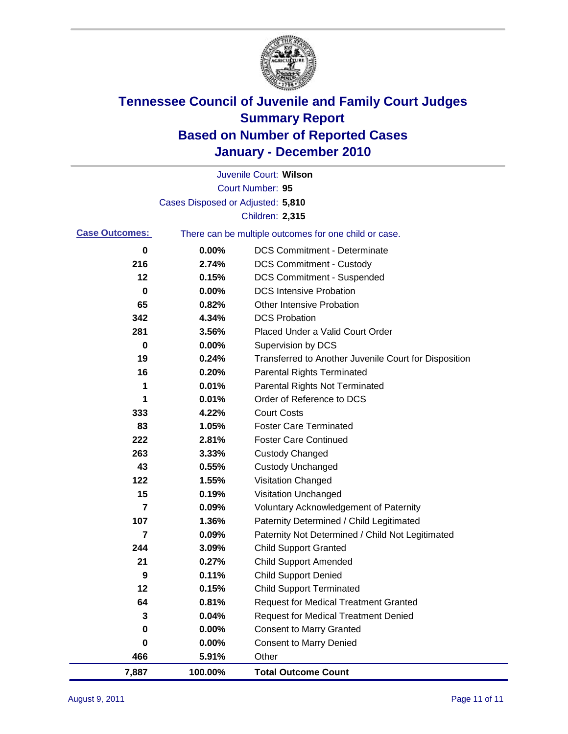# Tennessee Council of Juvenile and Family Court Judges
## Summary Report
## Based on Number of Reported Cases
## January - December 2010

Juvenile Court: **Wilson**
Court Number: **95**
Cases Disposed or Adjusted: **5,810**
Children: **2,315**

**Case Outcomes:** There can be multiple outcomes for one child or case.

| | | |
|---|---|---|
| 0 | 0.00% | DCS Commitment - Determinate |
| 216 | 2.74% | DCS Commitment - Custody |
| 12 | 0.15% | DCS Commitment - Suspended |
| 0 | 0.00% | DCS Intensive Probation |
| 65 | 0.82% | Other Intensive Probation |
| 342 | 4.34% | DCS Probation |
| 281 | 3.56% | Placed Under a Valid Court Order |
| 0 | 0.00% | Supervision by DCS |
| 19 | 0.24% | Transferred to Another Juvenile Court for Disposition |
| 16 | 0.20% | Parental Rights Terminated |
| 1 | 0.01% | Parental Rights Not Terminated |
| 1 | 0.01% | Order of Reference to DCS |
| 333 | 4.22% | Court Costs |
| 83 | 1.05% | Foster Care Terminated |
| 222 | 2.81% | Foster Care Continued |
| 263 | 3.33% | Custody Changed |
| 43 | 0.55% | Custody Unchanged |
| 122 | 1.55% | Visitation Changed |
| 15 | 0.19% | Visitation Unchanged |
| 7 | 0.09% | Voluntary Acknowledgement of Paternity |
| 107 | 1.36% | Paternity Determined / Child Legitimated |
| 7 | 0.09% | Paternity Not Determined / Child Not Legitimated |
| 244 | 3.09% | Child Support Granted |
| 21 | 0.27% | Child Support Amended |
| 9 | 0.11% | Child Support Denied |
| 12 | 0.15% | Child Support Terminated |
| 64 | 0.81% | Request for Medical Treatment Granted |
| 3 | 0.04% | Request for Medical Treatment Denied |
| 0 | 0.00% | Consent to Marry Granted |
| 0 | 0.00% | Consent to Marry Denied |
| 466 | 5.91% | Other |
| **7,887** | **100.00%** | **Total Outcome Count** |